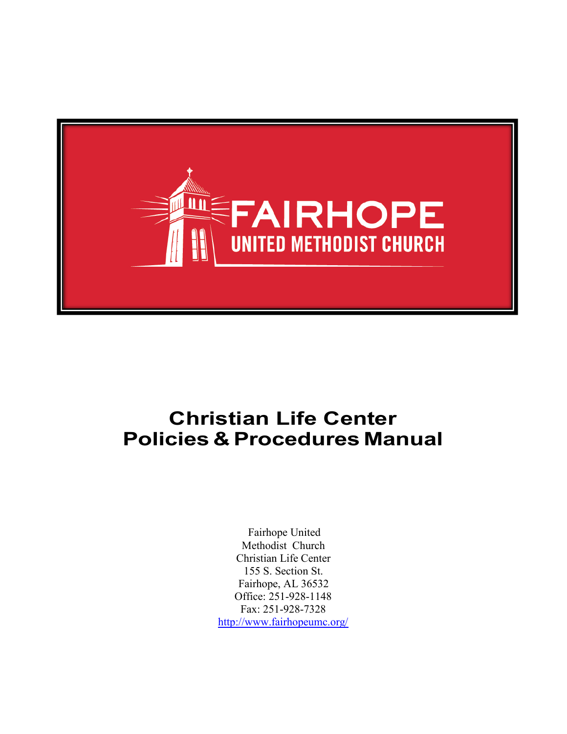FAIRHOPE

UNITED METHODIST CHURCH

# Christian Life Center
# Policies & Procedures Manual

Fairhope United Methodist Church
Christian Life Center
155 S. Section St.
Fairhope, AL 36532
Office: 251-928-1148
Fax: 251-928-7328
http://www.fairhopeumc.org/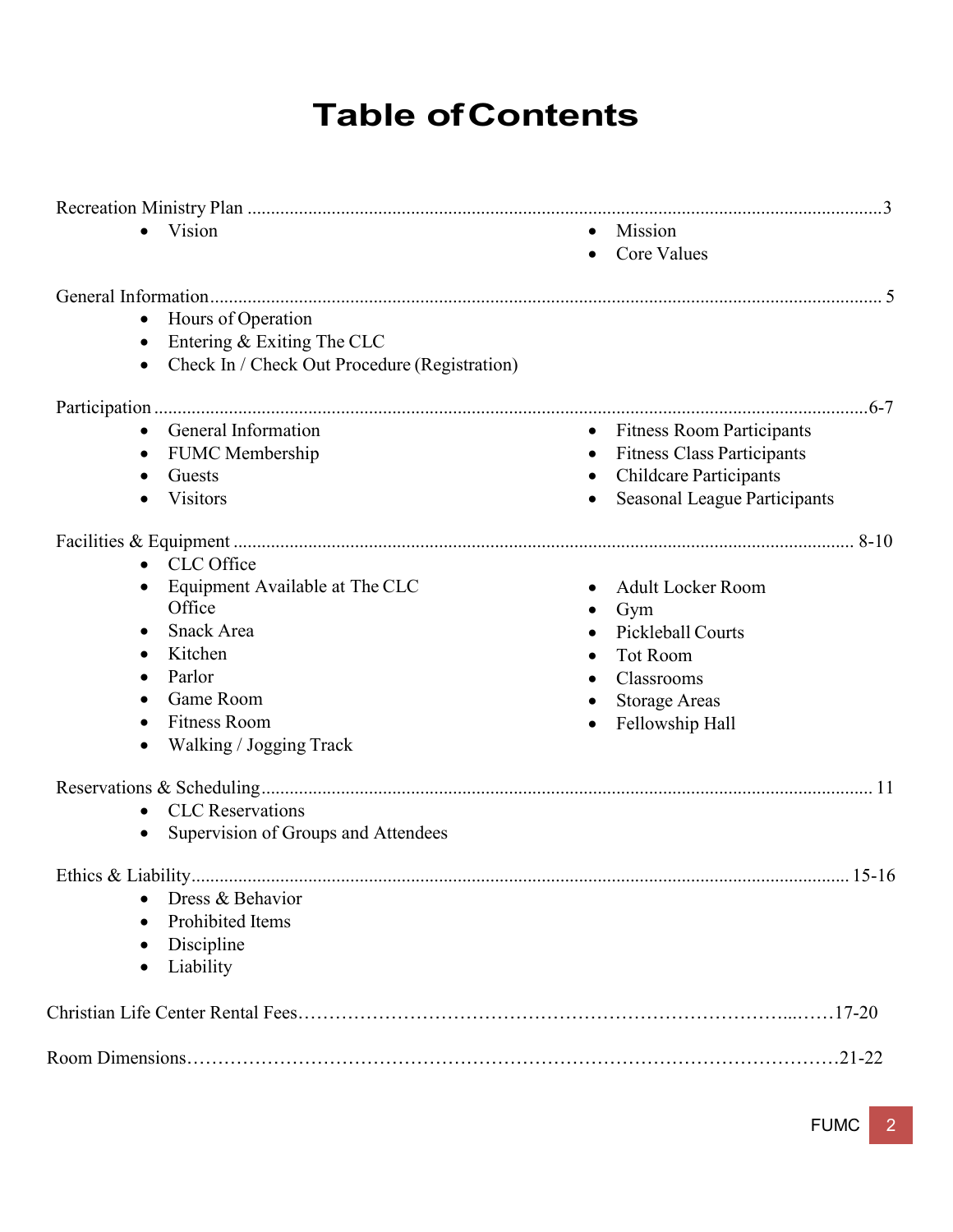# Table of Contents

Recreation Ministry Plan ............................................................ 3

- Vision
- Mission
- Core Values

General Information ............................................................ 5

- Hours of Operation
- Entering & Exiting The CLC
- Check In / Check Out Procedure (Registration)

Participation ............................................................ 6-7

- General Information
- FUMC Membership
- Guests
- Visitors
- Fitness Room Participants
- Fitness Class Participants
- Childcare Participants
- Seasonal League Participants

Facilities & Equipment ............................................................ 8-10

- CLC Office
- Equipment Available at The CLC Office
- Snack Area
- Kitchen
- Parlor
- Game Room
- Fitness Room
- Walking / Jogging Track
- Adult Locker Room
- Gym
- Pickleball Courts
- Tot Room
- Classrooms
- Storage Areas
- Fellowship Hall

Reservations & Scheduling ............................................................ 11

- CLC Reservations
- Supervision of Groups and Attendees

Ethics & Liability ............................................................ 15-16

- Dress & Behavior
- Prohibited Items
- Discipline
- Liability

Christian Life Center Rental Fees............................................................17-20

Room Dimensions............................................................21-22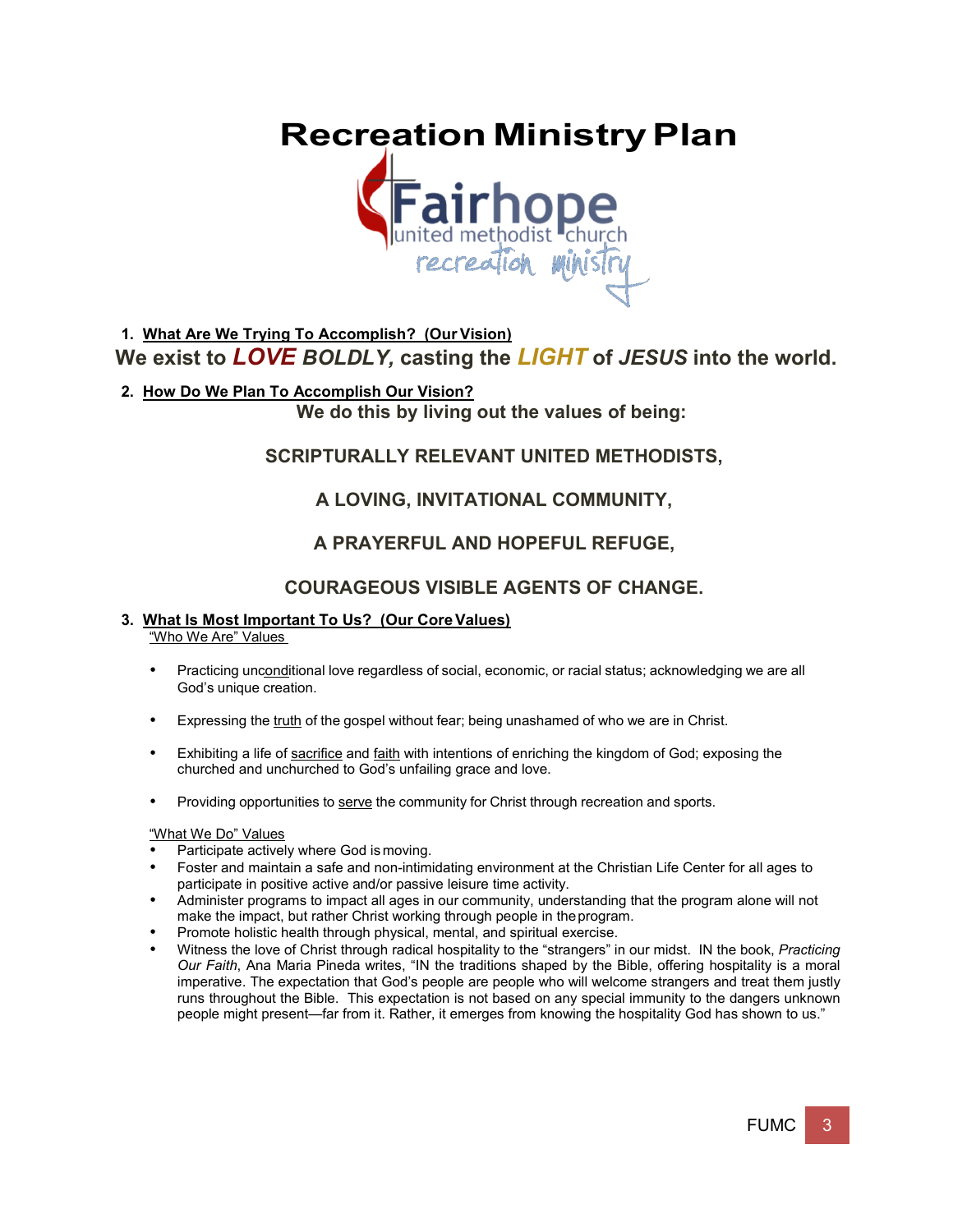# Recreation Ministry Plan

1. **What Are We Trying To Accomplish? (Our Vision)**

**We exist to *LOVE BOLDLY,* casting the *LIGHT* of *JESUS* into the world.**

2. **How Do We Plan To Accomplish Our Vision?**

**We do this by living out the values of being:**

**SCRIPTURALLY RELEVANT UNITED METHODISTS,**

**A LOVING, INVITATIONAL COMMUNITY,**

**A PRAYERFUL AND HOPEFUL REFUGE,**

**COURAGEOUS VISIBLE AGENTS OF CHANGE.**

3. **What Is Most Important To Us? (Our Core Values)**

"Who We Are" Values

- Practicing unconditional love regardless of social, economic, or racial status; acknowledging we are all God's unique creation.
- Expressing the truth of the gospel without fear; being unashamed of who we are in Christ.
- Exhibiting a life of sacrifice and faith with intentions of enriching the kingdom of God; exposing the churched and unchurched to God's unfailing grace and love.
- Providing opportunities to serve the community for Christ through recreation and sports.

"What We Do" Values

- Participate actively where God is moving.
- Foster and maintain a safe and non-intimidating environment at the Christian Life Center for all ages to participate in positive active and/or passive leisure time activity.
- Administer programs to impact all ages in our community, understanding that the program alone will not make the impact, but rather Christ working through people in the program.
- Promote holistic health through physical, mental, and spiritual exercise.
- Witness the love of Christ through radical hospitality to the "strangers" in our midst. IN the book, *Practicing Our Faith*, Ana Maria Pineda writes, "IN the traditions shaped by the Bible, offering hospitality is a moral imperative. The expectation that God's people are people who will welcome strangers and treat them justly runs throughout the Bible. This expectation is not based on any special immunity to the dangers unknown people might present—far from it. Rather, it emerges from knowing the hospitality God has shown to us."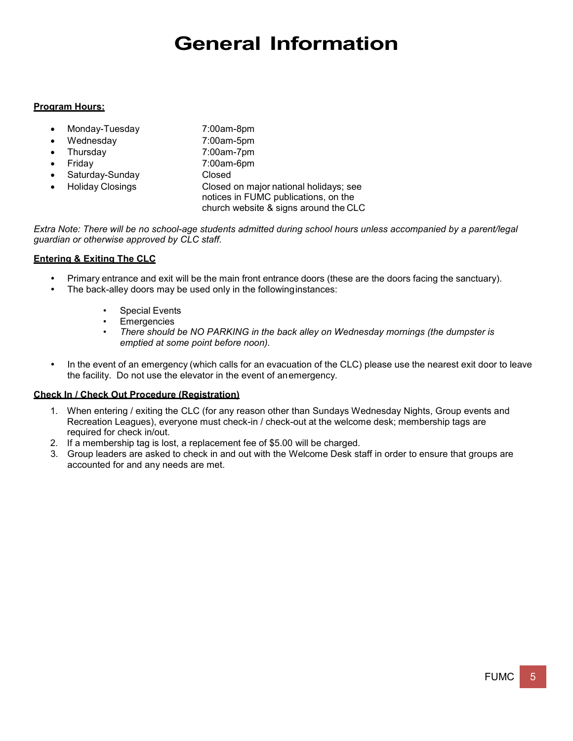# General Information

**Program Hours:**

| | |
|---|---|
| Monday-Tuesday | 7:00am-8pm |
| Wednesday | 7:00am-5pm |
| Thursday | 7:00am-7pm |
| Friday | 7:00am-6pm |
| Saturday-Sunday | Closed |
| Holiday Closings | Closed on major national holidays; see notices in FUMC publications, on the church website & signs around the CLC |

*Extra Note: There will be no school-age students admitted during school hours unless accompanied by a parent/legal guardian or otherwise approved by CLC staff.*

**Entering & Exiting The CLC**

- Primary entrance and exit will be the main front entrance doors (these are the doors facing the sanctuary).
- The back-alley doors may be used only in the following instances:
  - Special Events
  - Emergencies
  - *There should be NO PARKING in the back alley on Wednesday mornings (the dumpster is emptied at some point before noon).*
- In the event of an emergency (which calls for an evacuation of the CLC) please use the nearest exit door to leave the facility. Do not use the elevator in the event of an emergency.

**Check In / Check Out Procedure (Registration)**

1. When entering / exiting the CLC (for any reason other than Sundays Wednesday Nights, Group events and Recreation Leagues), everyone must check-in / check-out at the welcome desk; membership tags are required for check in/out.
2. If a membership tag is lost, a replacement fee of $5.00 will be charged.
3. Group leaders are asked to check in and out with the Welcome Desk staff in order to ensure that groups are accounted for and any needs are met.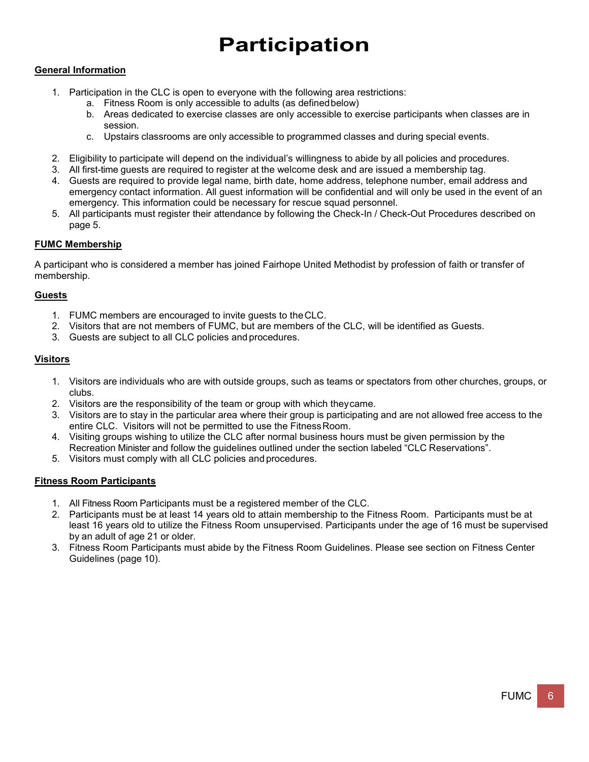# Participation

**General Information**

1. Participation in the CLC is open to everyone with the following area restrictions:
    a. Fitness Room is only accessible to adults (as defined below)
    b. Areas dedicated to exercise classes are only accessible to exercise participants when classes are in session.
    c. Upstairs classrooms are only accessible to programmed classes and during special events.
2. Eligibility to participate will depend on the individual's willingness to abide by all policies and procedures.
3. All first-time guests are required to register at the welcome desk and are issued a membership tag.
4. Guests are required to provide legal name, birth date, home address, telephone number, email address and emergency contact information. All guest information will be confidential and will only be used in the event of an emergency. This information could be necessary for rescue squad personnel.
5. All participants must register their attendance by following the Check-In / Check-Out Procedures described on page 5.

**FUMC Membership**

A participant who is considered a member has joined Fairhope United Methodist by profession of faith or transfer of membership.

**Guests**

1. FUMC members are encouraged to invite guests to the CLC.
2. Visitors that are not members of FUMC, but are members of the CLC, will be identified as Guests.
3. Guests are subject to all CLC policies and procedures.

**Visitors**

1. Visitors are individuals who are with outside groups, such as teams or spectators from other churches, groups, or clubs.
2. Visitors are the responsibility of the team or group with which they came.
3. Visitors are to stay in the particular area where their group is participating and are not allowed free access to the entire CLC. Visitors will not be permitted to use the Fitness Room.
4. Visiting groups wishing to utilize the CLC after normal business hours must be given permission by the Recreation Minister and follow the guidelines outlined under the section labeled "CLC Reservations".
5. Visitors must comply with all CLC policies and procedures.

**Fitness Room Participants**

1. All Fitness Room Participants must be a registered member of the CLC.
2. Participants must be at least 14 years old to attain membership to the Fitness Room. Participants must be at least 16 years old to utilize the Fitness Room unsupervised. Participants under the age of 16 must be supervised by an adult of age 21 or older.
3. Fitness Room Participants must abide by the Fitness Room Guidelines. Please see section on Fitness Center Guidelines (page 10).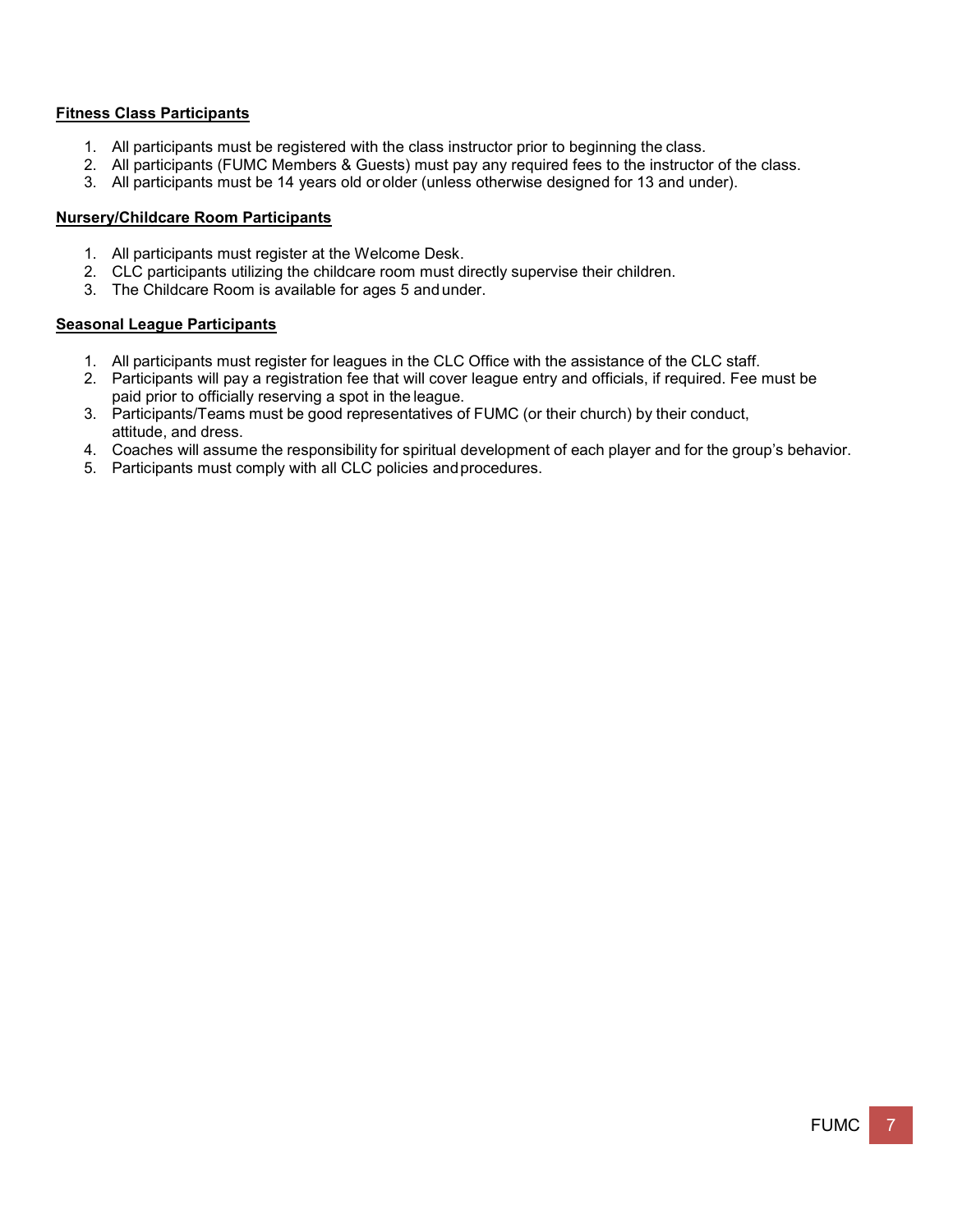**Fitness Class Participants**

1. All participants must be registered with the class instructor prior to beginning the class.
2. All participants (FUMC Members & Guests) must pay any required fees to the instructor of the class.
3. All participants must be 14 years old or older (unless otherwise designed for 13 and under).

**Nursery/Childcare Room Participants**

1. All participants must register at the Welcome Desk.
2. CLC participants utilizing the childcare room must directly supervise their children.
3. The Childcare Room is available for ages 5 and under.

**Seasonal League Participants**

1. All participants must register for leagues in the CLC Office with the assistance of the CLC staff.
2. Participants will pay a registration fee that will cover league entry and officials, if required. Fee must be paid prior to officially reserving a spot in the league.
3. Participants/Teams must be good representatives of FUMC (or their church) by their conduct, attitude, and dress.
4. Coaches will assume the responsibility for spiritual development of each player and for the group's behavior.
5. Participants must comply with all CLC policies and procedures.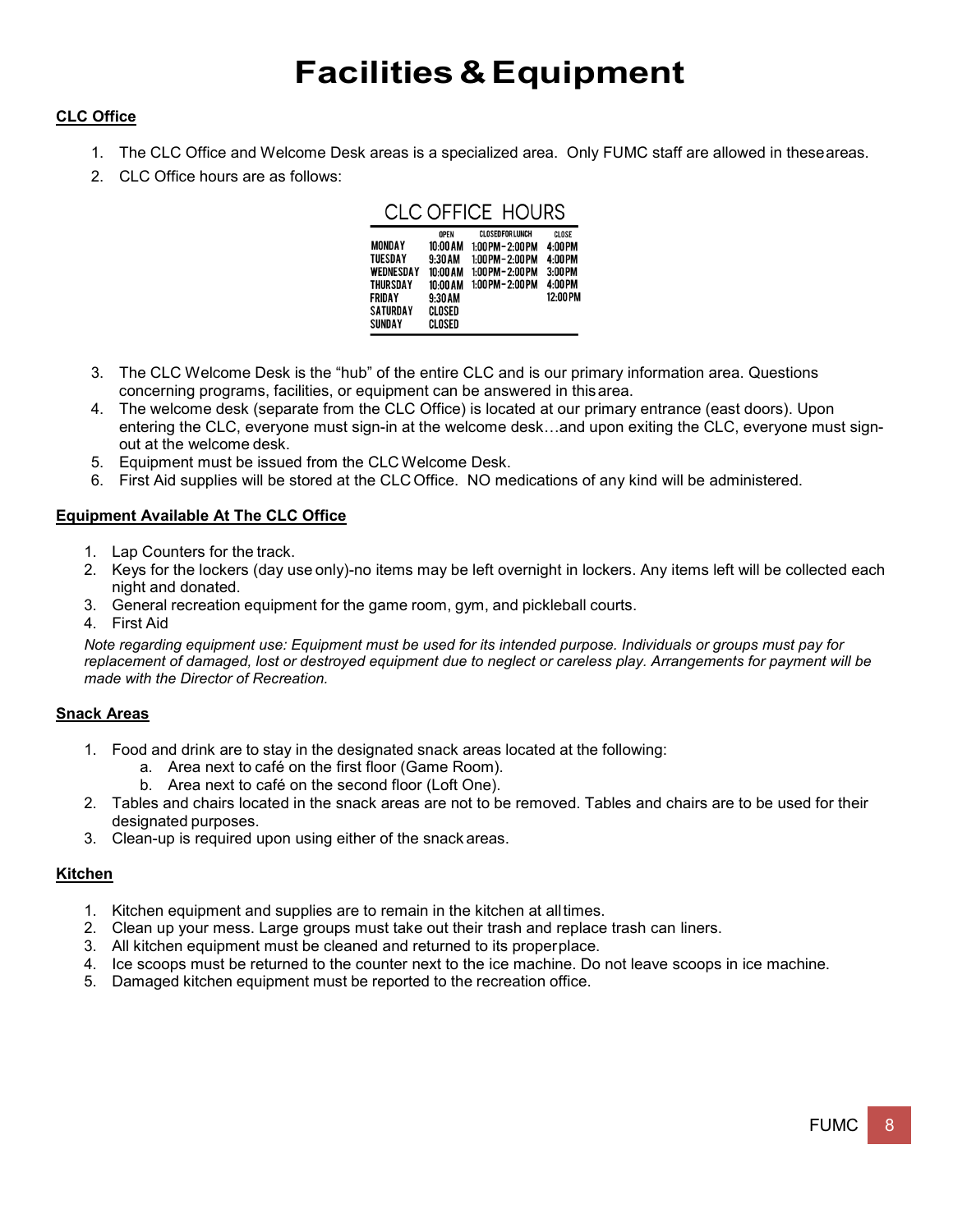# Facilities & Equipment

**CLC Office**

1. The CLC Office and Welcome Desk areas is a specialized area. Only FUMC staff are allowed in these areas.
2. CLC Office hours are as follows:

CLC OFFICE HOURS

| | OPEN | CLOSED FOR LUNCH | CLOSE |
|---|---|---|---|
| MONDAY | 10:00 AM | 1:00 PM - 2:00 PM | 4:00 PM |
| TUESDAY | 9:30 AM | 1:00 PM - 2:00 PM | 4:00 PM |
| WEDNESDAY | 10:00 AM | 1:00 PM - 2:00 PM | 3:00 PM |
| THURSDAY | 10:00 AM | 1:00 PM - 2:00 PM | 4:00 PM |
| FRIDAY | 9:30 AM | | 12:00 PM |
| SATURDAY | CLOSED | | |
| SUNDAY | CLOSED | | |

3. The CLC Welcome Desk is the "hub" of the entire CLC and is our primary information area. Questions concerning programs, facilities, or equipment can be answered in this area.
4. The welcome desk (separate from the CLC Office) is located at our primary entrance (east doors). Upon entering the CLC, everyone must sign-in at the welcome desk…and upon exiting the CLC, everyone must sign-out at the welcome desk.
5. Equipment must be issued from the CLC Welcome Desk.
6. First Aid supplies will be stored at the CLC Office. NO medications of any kind will be administered.

**Equipment Available At The CLC Office**

1. Lap Counters for the track.
2. Keys for the lockers (day use only)-no items may be left overnight in lockers. Any items left will be collected each night and donated.
3. General recreation equipment for the game room, gym, and pickleball courts.
4. First Aid

*Note regarding equipment use: Equipment must be used for its intended purpose. Individuals or groups must pay for replacement of damaged, lost or destroyed equipment due to neglect or careless play. Arrangements for payment will be made with the Director of Recreation.*

**Snack Areas**

1. Food and drink are to stay in the designated snack areas located at the following:
   a. Area next to café on the first floor (Game Room).
   b. Area next to café on the second floor (Loft One).
2. Tables and chairs located in the snack areas are not to be removed. Tables and chairs are to be used for their designated purposes.
3. Clean-up is required upon using either of the snack areas.

**Kitchen**

1. Kitchen equipment and supplies are to remain in the kitchen at all times.
2. Clean up your mess. Large groups must take out their trash and replace trash can liners.
3. All kitchen equipment must be cleaned and returned to its proper place.
4. Ice scoops must be returned to the counter next to the ice machine. Do not leave scoops in ice machine.
5. Damaged kitchen equipment must be reported to the recreation office.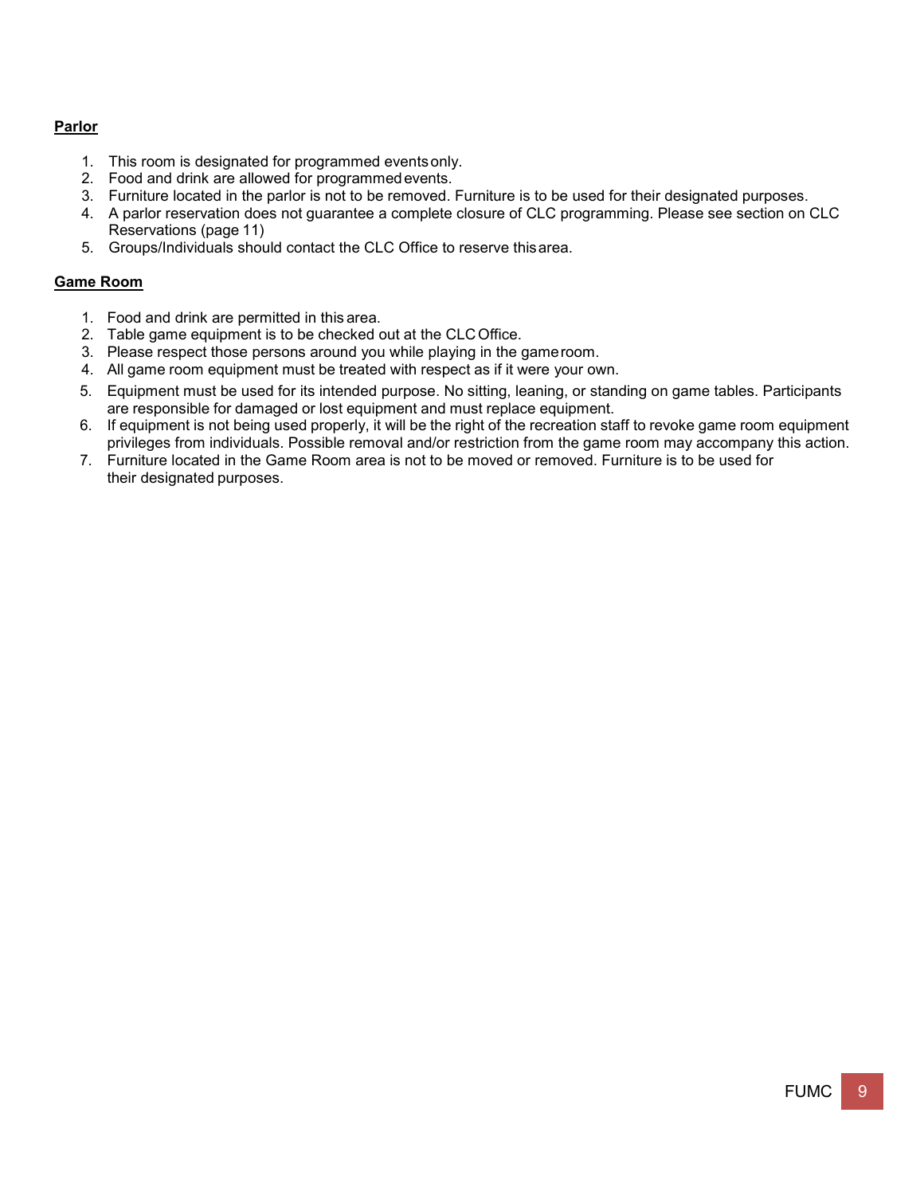**Parlor**

1. This room is designated for programmed events only.
2. Food and drink are allowed for programmed events.
3. Furniture located in the parlor is not to be removed. Furniture is to be used for their designated purposes.
4. A parlor reservation does not guarantee a complete closure of CLC programming. Please see section on CLC Reservations (page 11)
5. Groups/Individuals should contact the CLC Office to reserve this area.

**Game Room**

1. Food and drink are permitted in this area.
2. Table game equipment is to be checked out at the CLC Office.
3. Please respect those persons around you while playing in the game room.
4. All game room equipment must be treated with respect as if it were your own.
5. Equipment must be used for its intended purpose. No sitting, leaning, or standing on game tables. Participants are responsible for damaged or lost equipment and must replace equipment.
6. If equipment is not being used properly, it will be the right of the recreation staff to revoke game room equipment privileges from individuals. Possible removal and/or restriction from the game room may accompany this action.
7. Furniture located in the Game Room area is not to be moved or removed. Furniture is to be used for their designated purposes.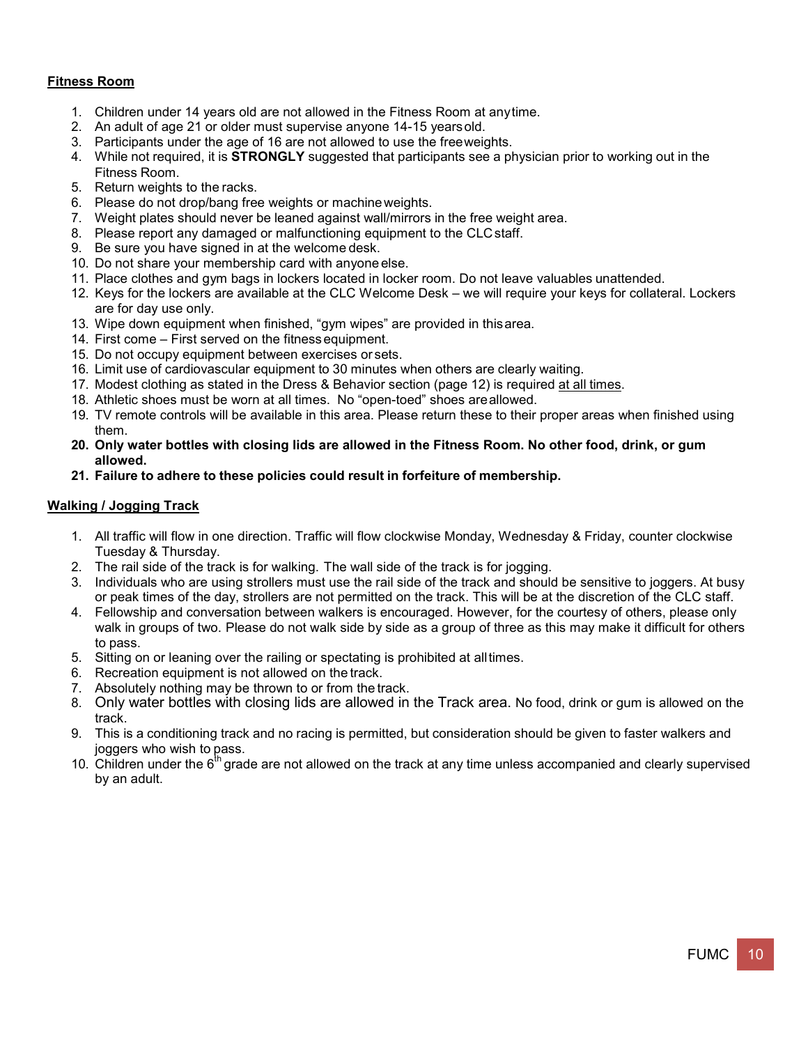**<u>Fitness Room</u>**

1. Children under 14 years old are not allowed in the Fitness Room at any time.
2. An adult of age 21 or older must supervise anyone 14-15 years old.
3. Participants under the age of 16 are not allowed to use the free weights.
4. While not required, it is **STRONGLY** suggested that participants see a physician prior to working out in the Fitness Room.
5. Return weights to the racks.
6. Please do not drop/bang free weights or machine weights.
7. Weight plates should never be leaned against wall/mirrors in the free weight area.
8. Please report any damaged or malfunctioning equipment to the CLC staff.
9. Be sure you have signed in at the welcome desk.
10. Do not share your membership card with anyone else.
11. Place clothes and gym bags in lockers located in locker room. Do not leave valuables unattended.
12. Keys for the lockers are available at the CLC Welcome Desk – we will require your keys for collateral. Lockers are for day use only.
13. Wipe down equipment when finished, "gym wipes" are provided in this area.
14. First come – First served on the fitness equipment.
15. Do not occupy equipment between exercises or sets.
16. Limit use of cardiovascular equipment to 30 minutes when others are clearly waiting.
17. Modest clothing as stated in the Dress & Behavior section (page 12) is required <u>at all times</u>.
18. Athletic shoes must be worn at all times. No "open-toed" shoes are allowed.
19. TV remote controls will be available in this area. Please return these to their proper areas when finished using them.
20. **Only water bottles with closing lids are allowed in the Fitness Room. No other food, drink, or gum allowed.**
21. **Failure to adhere to these policies could result in forfeiture of membership.**

**<u>Walking / Jogging Track</u>**

1. All traffic will flow in one direction. Traffic will flow clockwise Monday, Wednesday & Friday, counter clockwise Tuesday & Thursday.
2. The rail side of the track is for walking. The wall side of the track is for jogging.
3. Individuals who are using strollers must use the rail side of the track and should be sensitive to joggers. At busy or peak times of the day, strollers are not permitted on the track. This will be at the discretion of the CLC staff.
4. Fellowship and conversation between walkers is encouraged. However, for the courtesy of others, please only walk in groups of two. Please do not walk side by side as a group of three as this may make it difficult for others to pass.
5. Sitting on or leaning over the railing or spectating is prohibited at all times.
6. Recreation equipment is not allowed on the track.
7. Absolutely nothing may be thrown to or from the track.
8. Only water bottles with closing lids are allowed in the Track area. No food, drink or gum is allowed on the track.
9. This is a conditioning track and no racing is permitted, but consideration should be given to faster walkers and joggers who wish to pass.
10. Children under the 6th grade are not allowed on the track at any time unless accompanied and clearly supervised by an adult.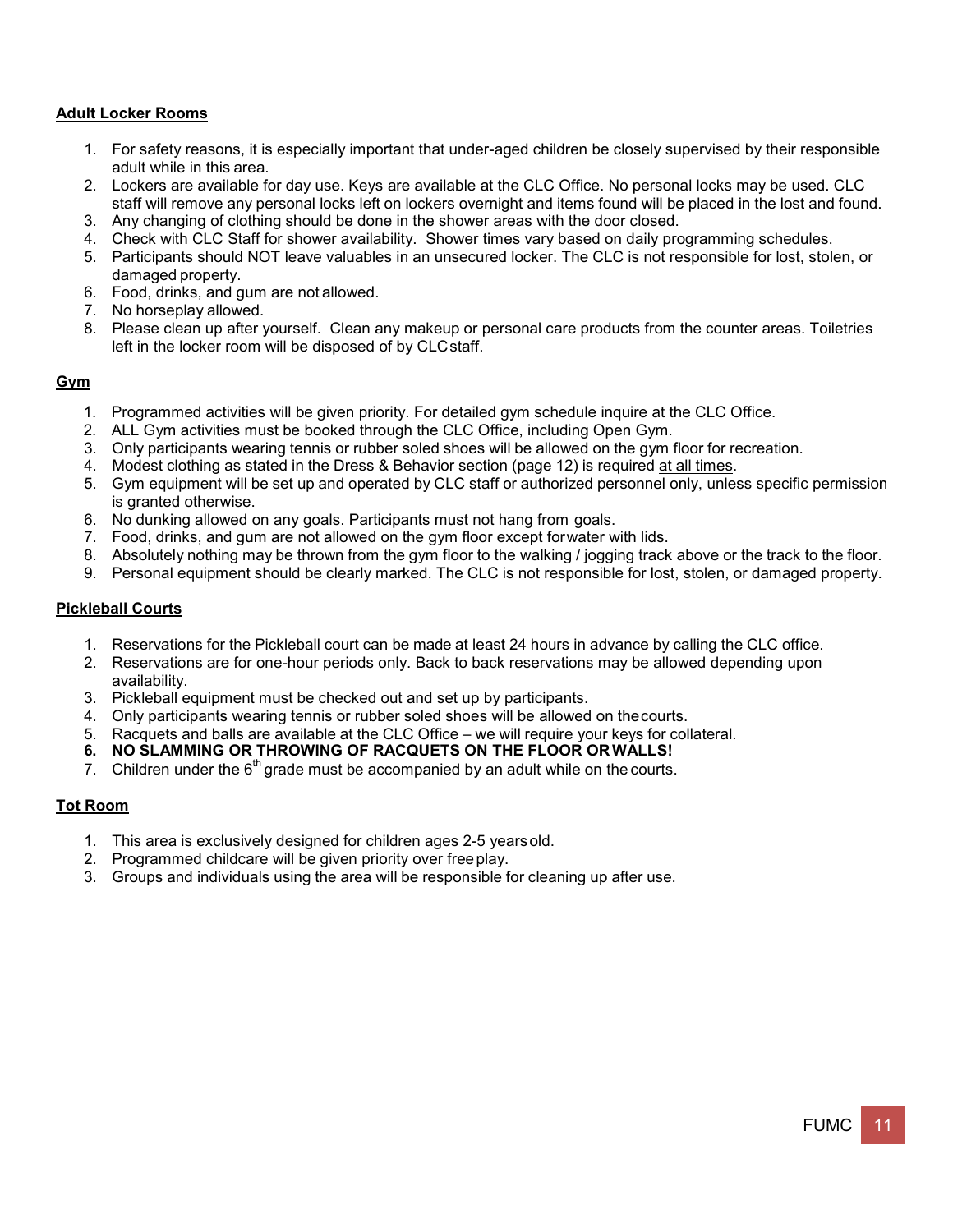## Adult Locker Rooms

1. For safety reasons, it is especially important that under-aged children be closely supervised by their responsible adult while in this area.
2. Lockers are available for day use. Keys are available at the CLC Office. No personal locks may be used. CLC staff will remove any personal locks left on lockers overnight and items found will be placed in the lost and found.
3. Any changing of clothing should be done in the shower areas with the door closed.
4. Check with CLC Staff for shower availability. Shower times vary based on daily programming schedules.
5. Participants should NOT leave valuables in an unsecured locker. The CLC is not responsible for lost, stolen, or damaged property.
6. Food, drinks, and gum are not allowed.
7. No horseplay allowed.
8. Please clean up after yourself. Clean any makeup or personal care products from the counter areas. Toiletries left in the locker room will be disposed of by CLC staff.

## Gym

1. Programmed activities will be given priority. For detailed gym schedule inquire at the CLC Office.
2. ALL Gym activities must be booked through the CLC Office, including Open Gym.
3. Only participants wearing tennis or rubber soled shoes will be allowed on the gym floor for recreation.
4. Modest clothing as stated in the Dress & Behavior section (page 12) is required <u>at all times</u>.
5. Gym equipment will be set up and operated by CLC staff or authorized personnel only, unless specific permission is granted otherwise.
6. No dunking allowed on any goals. Participants must not hang from goals.
7. Food, drinks, and gum are not allowed on the gym floor except for water with lids.
8. Absolutely nothing may be thrown from the gym floor to the walking / jogging track above or the track to the floor.
9. Personal equipment should be clearly marked. The CLC is not responsible for lost, stolen, or damaged property.

## Pickleball Courts

1. Reservations for the Pickleball court can be made at least 24 hours in advance by calling the CLC office.
2. Reservations are for one-hour periods only. Back to back reservations may be allowed depending upon availability.
3. Pickleball equipment must be checked out and set up by participants.
4. Only participants wearing tennis or rubber soled shoes will be allowed on the courts.
5. Racquets and balls are available at the CLC Office – we will require your keys for collateral.
6. **NO SLAMMING OR THROWING OF RACQUETS ON THE FLOOR OR WALLS!**
7. Children under the 6th grade must be accompanied by an adult while on the courts.

## Tot Room

1. This area is exclusively designed for children ages 2-5 years old.
2. Programmed childcare will be given priority over free play.
3. Groups and individuals using the area will be responsible for cleaning up after use.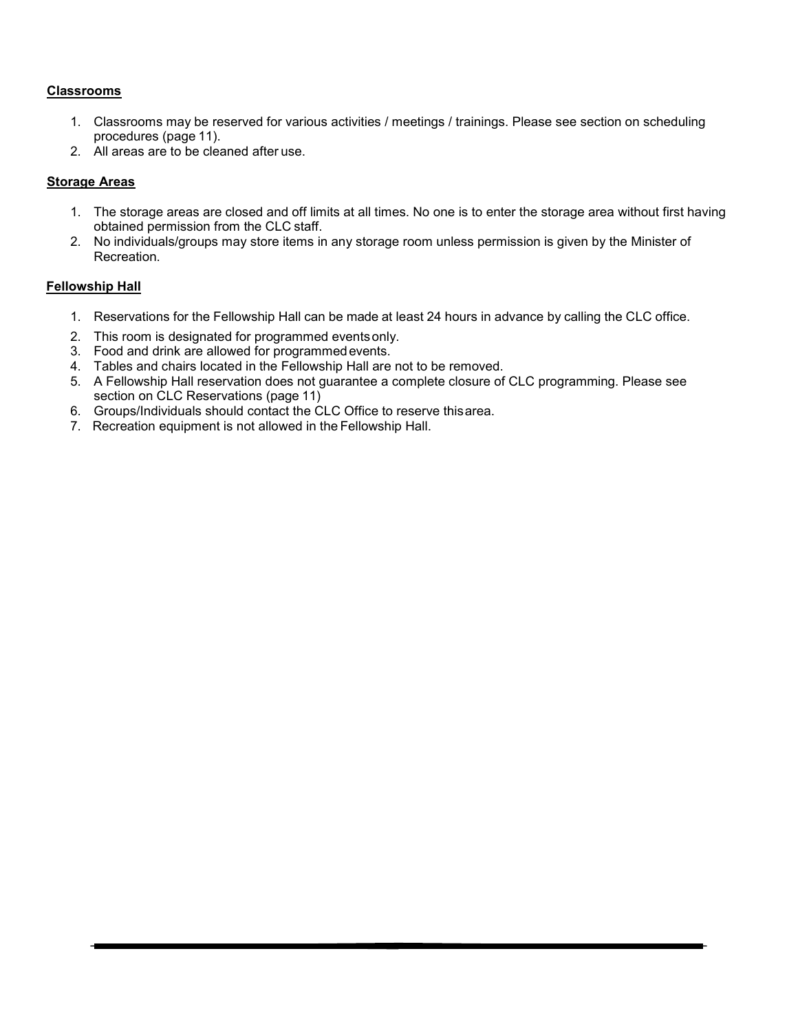## Classrooms

1. Classrooms may be reserved for various activities / meetings / trainings. Please see section on scheduling procedures (page 11).
2. All areas are to be cleaned after use.

## Storage Areas

1. The storage areas are closed and off limits at all times. No one is to enter the storage area without first having obtained permission from the CLC staff.
2. No individuals/groups may store items in any storage room unless permission is given by the Minister of Recreation.

## Fellowship Hall

1. Reservations for the Fellowship Hall can be made at least 24 hours in advance by calling the CLC office.
2. This room is designated for programmed events only.
3. Food and drink are allowed for programmed events.
4. Tables and chairs located in the Fellowship Hall are not to be removed.
5. A Fellowship Hall reservation does not guarantee a complete closure of CLC programming. Please see section on CLC Reservations (page 11)
6. Groups/Individuals should contact the CLC Office to reserve this area.
7. Recreation equipment is not allowed in the Fellowship Hall.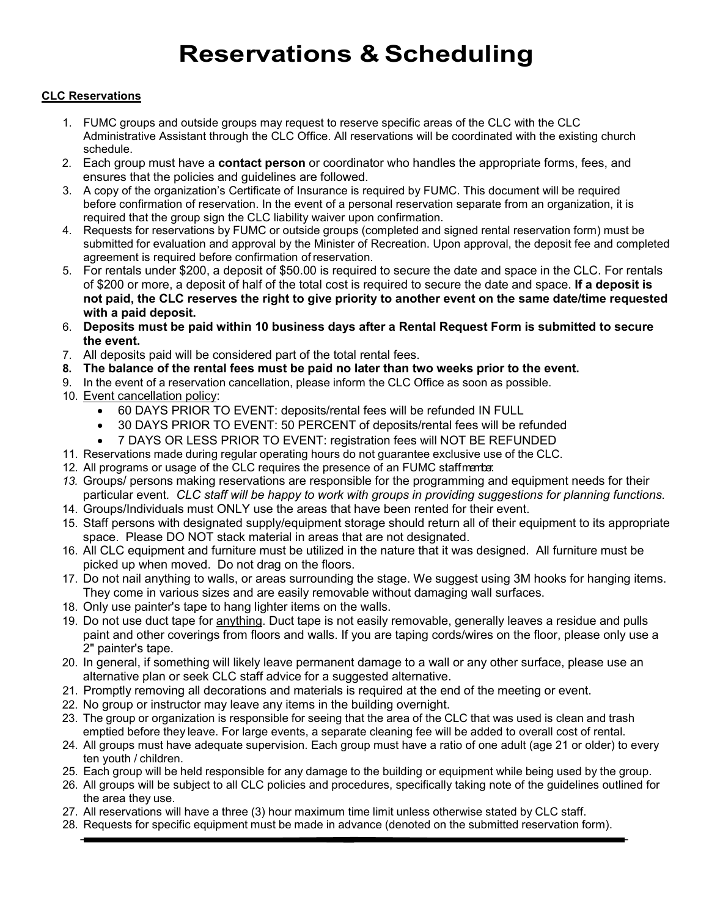# Reservations & Scheduling

**<u>CLC Reservations</u>**

1. FUMC groups and outside groups may request to reserve specific areas of the CLC with the CLC Administrative Assistant through the CLC Office. All reservations will be coordinated with the existing church schedule.
2. Each group must have a **contact person** or coordinator who handles the appropriate forms, fees, and ensures that the policies and guidelines are followed.
3. A copy of the organization's Certificate of Insurance is required by FUMC. This document will be required before confirmation of reservation. In the event of a personal reservation separate from an organization, it is required that the group sign the CLC liability waiver upon confirmation.
4. Requests for reservations by FUMC or outside groups (completed and signed rental reservation form) must be submitted for evaluation and approval by the Minister of Recreation. Upon approval, the deposit fee and completed agreement is required before confirmation of reservation.
5. For rentals under $200, a deposit of $50.00 is required to secure the date and space in the CLC. For rentals of $200 or more, a deposit of half of the total cost is required to secure the date and space. **If a deposit is not paid, the CLC reserves the right to give priority to another event on the same date/time requested with a paid deposit.**
6. **Deposits must be paid within 10 business days after a Rental Request Form is submitted to secure the event.**
7. All deposits paid will be considered part of the total rental fees.
8. **The balance of the rental fees must be paid no later than two weeks prior to the event.**
9. In the event of a reservation cancellation, please inform the CLC Office as soon as possible.
10. <u>Event cancellation policy</u>:
    - 60 DAYS PRIOR TO EVENT: deposits/rental fees will be refunded IN FULL
    - 30 DAYS PRIOR TO EVENT: 50 PERCENT of deposits/rental fees will be refunded
    - 7 DAYS OR LESS PRIOR TO EVENT: registration fees will NOT BE REFUNDED
11. Reservations made during regular operating hours do not guarantee exclusive use of the CLC.
12. All programs or usage of the CLC requires the presence of an FUMC staff member.
13. Groups/ persons making reservations are responsible for the programming and equipment needs for their particular event. *CLC staff will be happy to work with groups in providing suggestions for planning functions.*
14. Groups/Individuals must ONLY use the areas that have been rented for their event.
15. Staff persons with designated supply/equipment storage should return all of their equipment to its appropriate space. Please DO NOT stack material in areas that are not designated.
16. All CLC equipment and furniture must be utilized in the nature that it was designed. All furniture must be picked up when moved. Do not drag on the floors.
17. Do not nail anything to walls, or areas surrounding the stage. We suggest using 3M hooks for hanging items. They come in various sizes and are easily removable without damaging wall surfaces.
18. Only use painter's tape to hang lighter items on the walls.
19. Do not use duct tape for <u>anything</u>. Duct tape is not easily removable, generally leaves a residue and pulls paint and other coverings from floors and walls. If you are taping cords/wires on the floor, please only use a 2" painter's tape.
20. In general, if something will likely leave permanent damage to a wall or any other surface, please use an alternative plan or seek CLC staff advice for a suggested alternative.
21. Promptly removing all decorations and materials is required at the end of the meeting or event.
22. No group or instructor may leave any items in the building overnight.
23. The group or organization is responsible for seeing that the area of the CLC that was used is clean and trash emptied before they leave. For large events, a separate cleaning fee will be added to overall cost of rental.
24. All groups must have adequate supervision. Each group must have a ratio of one adult (age 21 or older) to every ten youth / children.
25. Each group will be held responsible for any damage to the building or equipment while being used by the group.
26. All groups will be subject to all CLC policies and procedures, specifically taking note of the guidelines outlined for the area they use.
27. All reservations will have a three (3) hour maximum time limit unless otherwise stated by CLC staff.
28. Requests for specific equipment must be made in advance (denoted on the submitted reservation form).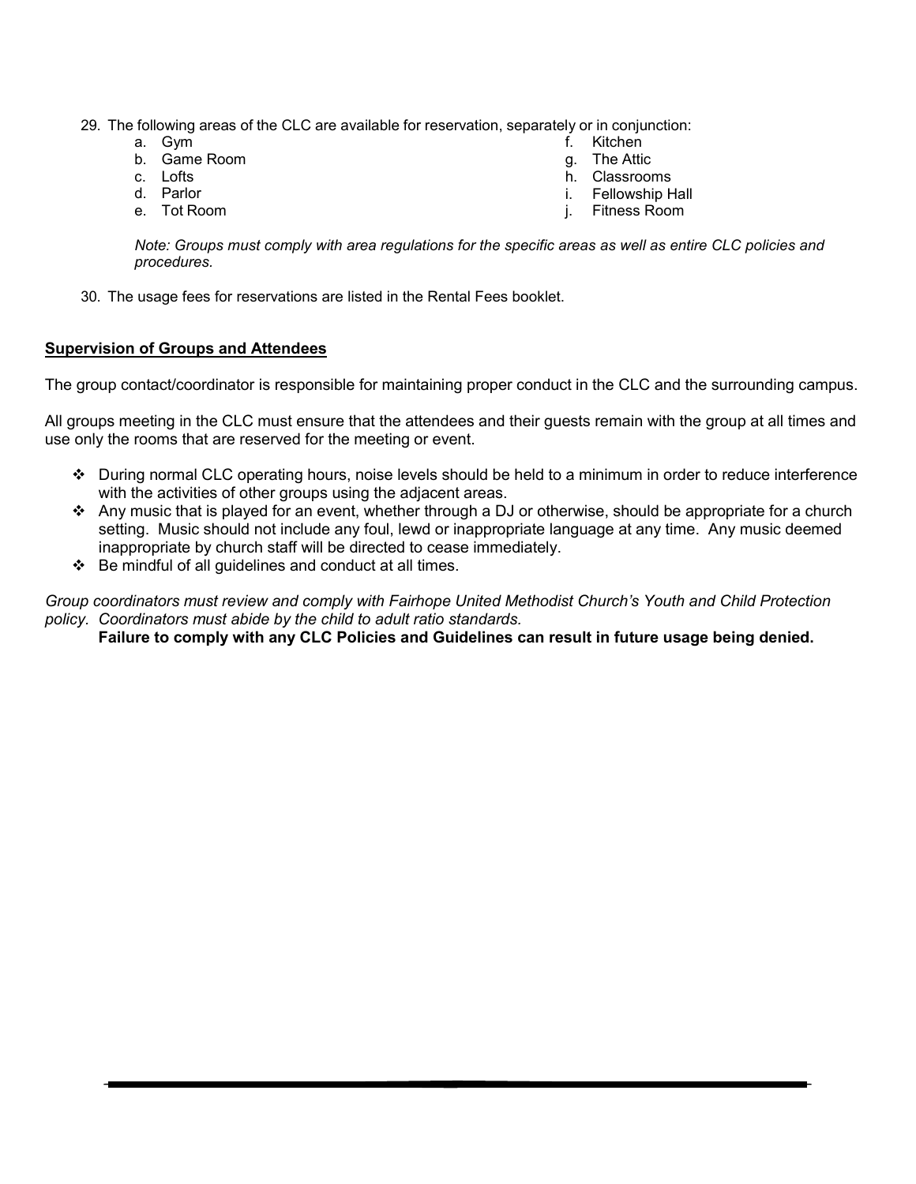29. The following areas of the CLC are available for reservation, separately or in conjunction:
    a. Gym
    b. Game Room
    c. Lofts
    d. Parlor
    e. Tot Room
    f. Kitchen
    g. The Attic
    h. Classrooms
    i. Fellowship Hall
    j. Fitness Room

    *Note: Groups must comply with area regulations for the specific areas as well as entire CLC policies and procedures.*

30. The usage fees for reservations are listed in the Rental Fees booklet.

**<u>Supervision of Groups and Attendees</u>**

The group contact/coordinator is responsible for maintaining proper conduct in the CLC and the surrounding campus.

All groups meeting in the CLC must ensure that the attendees and their guests remain with the group at all times and use only the rooms that are reserved for the meeting or event.

- ❖ During normal CLC operating hours, noise levels should be held to a minimum in order to reduce interference with the activities of other groups using the adjacent areas.
- ❖ Any music that is played for an event, whether through a DJ or otherwise, should be appropriate for a church setting. Music should not include any foul, lewd or inappropriate language at any time. Any music deemed inappropriate by church staff will be directed to cease immediately.
- ❖ Be mindful of all guidelines and conduct at all times.

*Group coordinators must review and comply with Fairhope United Methodist Church's Youth and Child Protection policy. Coordinators must abide by the child to adult ratio standards.*

**Failure to comply with any CLC Policies and Guidelines can result in future usage being denied.**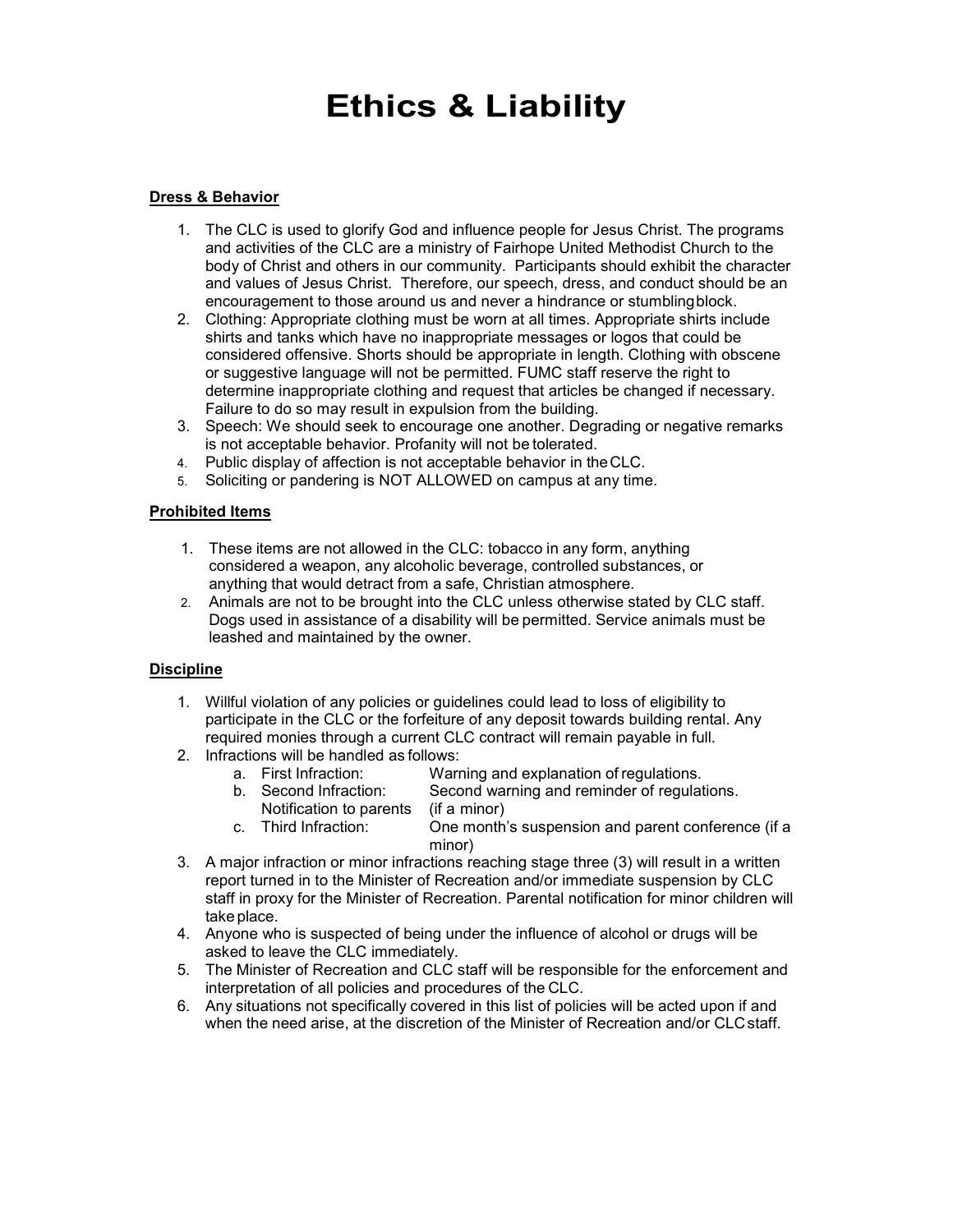# Ethics & Liability

**Dress & Behavior**

1. The CLC is used to glorify God and influence people for Jesus Christ. The programs and activities of the CLC are a ministry of Fairhope United Methodist Church to the body of Christ and others in our community. Participants should exhibit the character and values of Jesus Christ. Therefore, our speech, dress, and conduct should be an encouragement to those around us and never a hindrance or stumbling block.
2. Clothing: Appropriate clothing must be worn at all times. Appropriate shirts include shirts and tanks which have no inappropriate messages or logos that could be considered offensive. Shorts should be appropriate in length. Clothing with obscene or suggestive language will not be permitted. FUMC staff reserve the right to determine inappropriate clothing and request that articles be changed if necessary. Failure to do so may result in expulsion from the building.
3. Speech: We should seek to encourage one another. Degrading or negative remarks is not acceptable behavior. Profanity will not be tolerated.
4. Public display of affection is not acceptable behavior in the CLC.
5. Soliciting or pandering is NOT ALLOWED on campus at any time.

**Prohibited Items**

1. These items are not allowed in the CLC: tobacco in any form, anything considered a weapon, any alcoholic beverage, controlled substances, or anything that would detract from a safe, Christian atmosphere.
2. Animals are not to be brought into the CLC unless otherwise stated by CLC staff. Dogs used in assistance of a disability will be permitted. Service animals must be leashed and maintained by the owner.

**Discipline**

1. Willful violation of any policies or guidelines could lead to loss of eligibility to participate in the CLC or the forfeiture of any deposit towards building rental. Any required monies through a current CLC contract will remain payable in full.
2. Infractions will be handled as follows:
   a. First Infraction: Warning and explanation of regulations.
   b. Second Infraction: Second warning and reminder of regulations. Notification to parents (if a minor)
   c. Third Infraction: One month's suspension and parent conference (if a minor)
3. A major infraction or minor infractions reaching stage three (3) will result in a written report turned in to the Minister of Recreation and/or immediate suspension by CLC staff in proxy for the Minister of Recreation. Parental notification for minor children will take place.
4. Anyone who is suspected of being under the influence of alcohol or drugs will be asked to leave the CLC immediately.
5. The Minister of Recreation and CLC staff will be responsible for the enforcement and interpretation of all policies and procedures of the CLC.
6. Any situations not specifically covered in this list of policies will be acted upon if and when the need arise, at the discretion of the Minister of Recreation and/or CLC staff.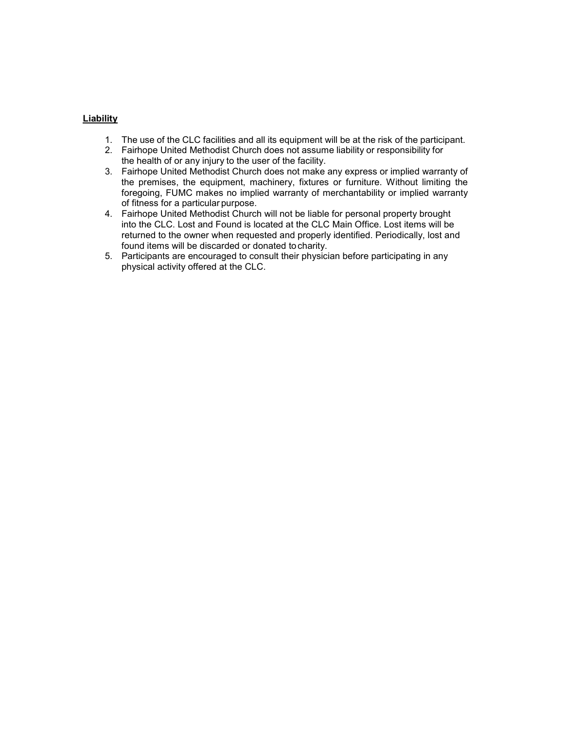**Liability**

1. The use of the CLC facilities and all its equipment will be at the risk of the participant.
2. Fairhope United Methodist Church does not assume liability or responsibility for the health of or any injury to the user of the facility.
3. Fairhope United Methodist Church does not make any express or implied warranty of the premises, the equipment, machinery, fixtures or furniture. Without limiting the foregoing, FUMC makes no implied warranty of merchantability or implied warranty of fitness for a particular purpose.
4. Fairhope United Methodist Church will not be liable for personal property brought into the CLC. Lost and Found is located at the CLC Main Office. Lost items will be returned to the owner when requested and properly identified. Periodically, lost and found items will be discarded or donated to charity.
5. Participants are encouraged to consult their physician before participating in any physical activity offered at the CLC.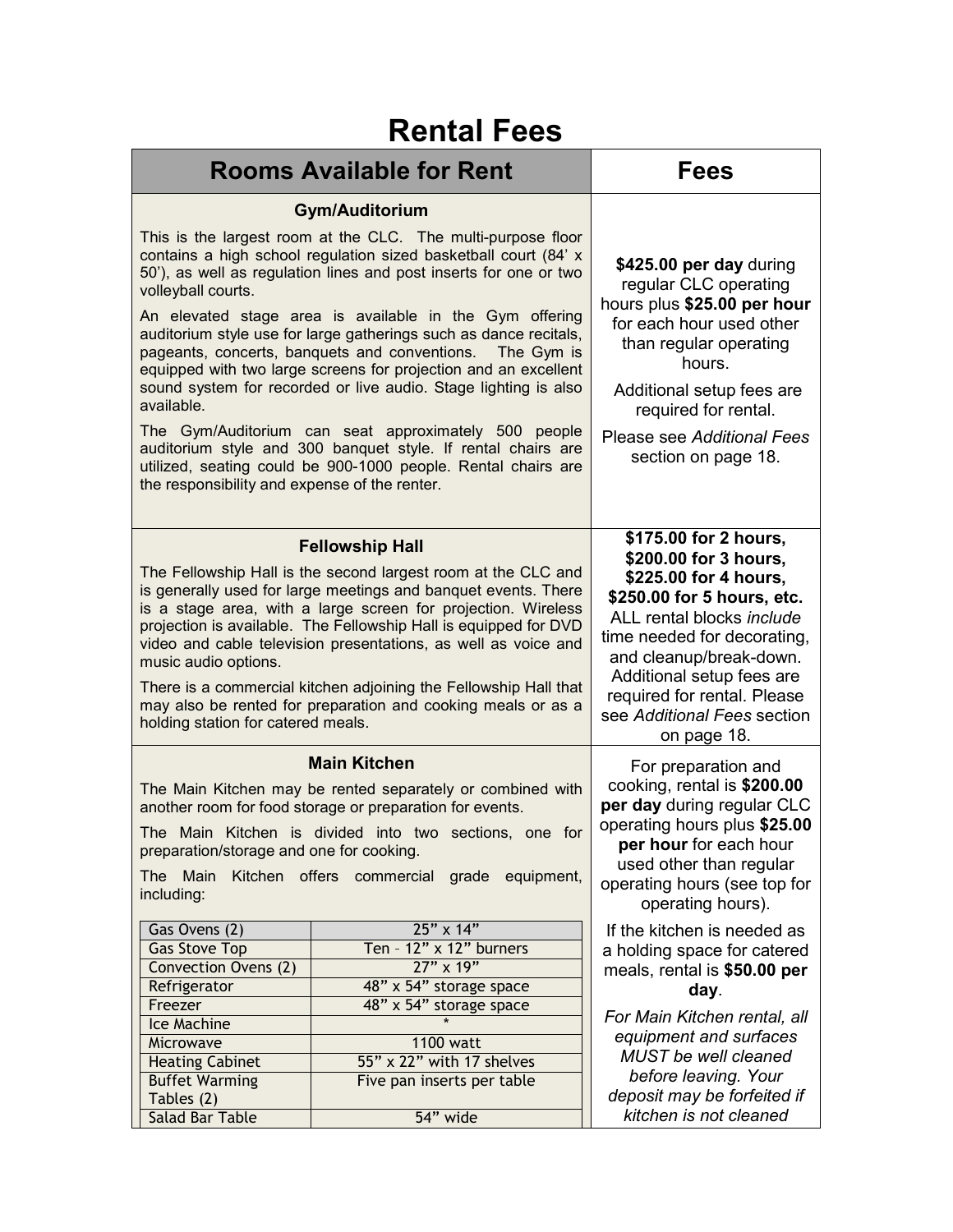# Rental Fees

| Rooms Available for Rent | Fees |
|---|---|
| **Gym/Auditorium**<br><br>This is the largest room at the CLC. The multi-purpose floor contains a high school regulation sized basketball court (84' x 50'), as well as regulation lines and post inserts for one or two volleyball courts.<br><br>An elevated stage area is available in the Gym offering auditorium style use for large gatherings such as dance recitals, pageants, concerts, banquets and conventions. The Gym is equipped with two large screens for projection and an excellent sound system for recorded or live audio. Stage lighting is also available.<br><br>The Gym/Auditorium can seat approximately 500 people auditorium style and 300 banquet style. If rental chairs are utilized, seating could be 900-1000 people. Rental chairs are the responsibility and expense of the renter. | **$425.00 per day** during regular CLC operating hours plus **$25.00 per hour** for each hour used other than regular operating hours.<br><br>Additional setup fees are required for rental.<br><br>Please see *Additional Fees* section on page 18. |
| **Fellowship Hall**<br><br>The Fellowship Hall is the second largest room at the CLC and is generally used for large meetings and banquet events. There is a stage area, with a large screen for projection. Wireless projection is available. The Fellowship Hall is equipped for DVD video and cable television presentations, as well as voice and music audio options.<br><br>There is a commercial kitchen adjoining the Fellowship Hall that may also be rented for preparation and cooking meals or as a holding station for catered meals. | **$175.00 for 2 hours, $200.00 for 3 hours, $225.00 for 4 hours, $250.00 for 5 hours, etc.** ALL rental blocks *include* time needed for decorating, and cleanup/break-down. Additional setup fees are required for rental. Please see *Additional Fees* section on page 18. |
| **Main Kitchen**<br><br>The Main Kitchen may be rented separately or combined with another room for food storage or preparation for events.<br><br>The Main Kitchen is divided into two sections, one for preparation/storage and one for cooking.<br><br>The Main Kitchen offers commercial grade equipment, including:<br><br>Gas Ovens (2): 25" x 14"<br>Gas Stove Top: Ten – 12" x 12" burners<br>Convection Ovens (2): 27" x 19"<br>Refrigerator: 48" x 54" storage space<br>Freezer: 48" x 54" storage space<br>Ice Machine: *<br>Microwave: 1100 watt<br>Heating Cabinet: 55" x 22" with 17 shelves<br>Buffet Warming Tables (2): Five pan inserts per table<br>Salad Bar Table: 54" wide | For preparation and cooking, rental is **$200.00 per day** during regular CLC operating hours plus **$25.00 per hour** for each hour used other than regular operating hours (see top for operating hours).<br><br>If the kitchen is needed as a holding space for catered meals, rental is **$50.00 per day**.<br><br>*For Main Kitchen rental, all equipment and surfaces MUST be well cleaned before leaving. Your deposit may be forfeited if kitchen is not cleaned* |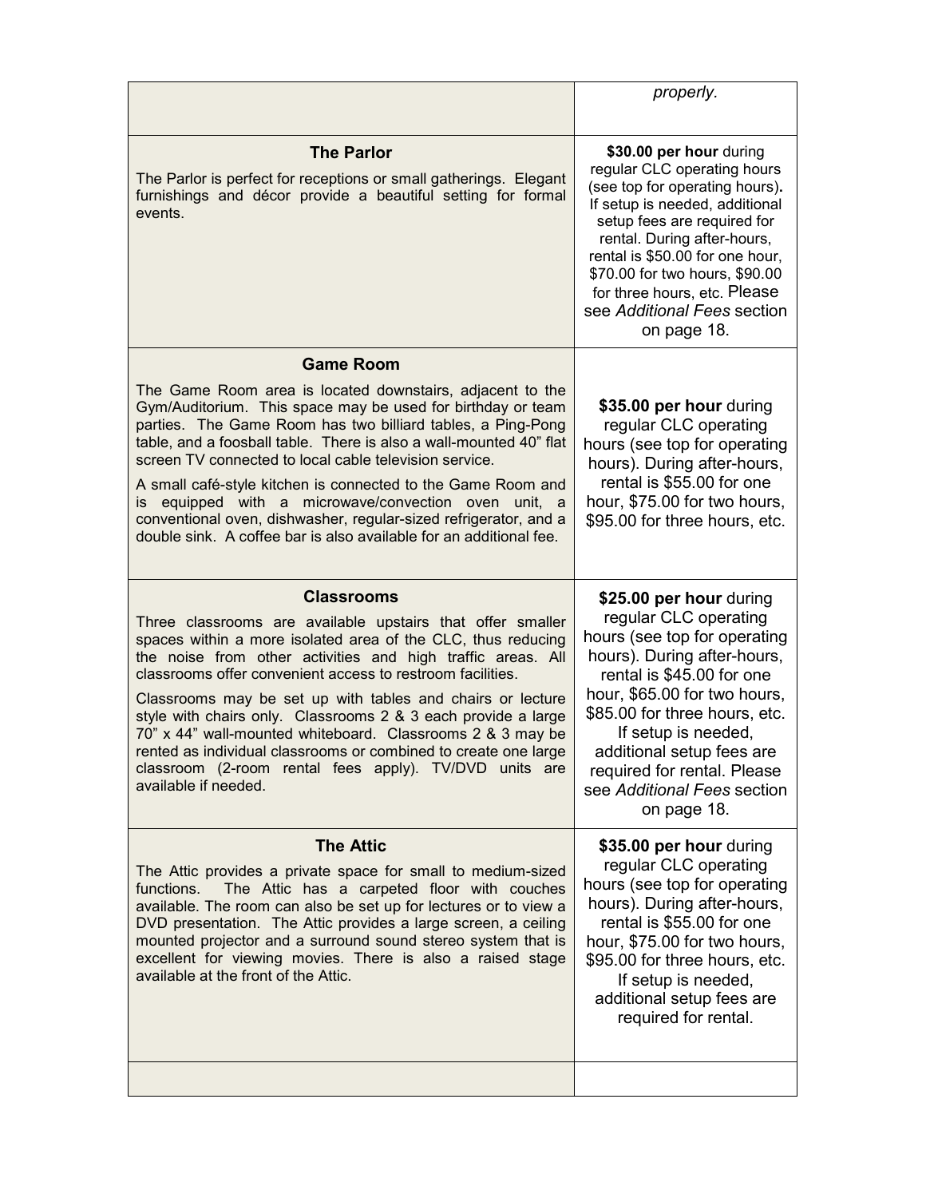| | |
|---|---|
| | *properly.* |
| **The Parlor**<br><br>The Parlor is perfect for receptions or small gatherings. Elegant furnishings and décor provide a beautiful setting for formal events. | **$30.00 per hour** during regular CLC operating hours (see top for operating hours). If setup is needed, additional setup fees are required for rental. During after-hours, rental is $50.00 for one hour, $70.00 for two hours, $90.00 for three hours, etc. Please see *Additional Fees* section on page 18. |
| **Game Room**<br><br>The Game Room area is located downstairs, adjacent to the Gym/Auditorium. This space may be used for birthday or team parties. The Game Room has two billiard tables, a Ping-Pong table, and a foosball table. There is also a wall-mounted 40" flat screen TV connected to local cable television service.<br><br>A small café-style kitchen is connected to the Game Room and is equipped with a microwave/convection oven unit, a conventional oven, dishwasher, regular-sized refrigerator, and a double sink. A coffee bar is also available for an additional fee. | **$35.00 per hour** during regular CLC operating hours (see top for operating hours). During after-hours, rental is $55.00 for one hour, $75.00 for two hours, $95.00 for three hours, etc. |
| **Classrooms**<br><br>Three classrooms are available upstairs that offer smaller spaces within a more isolated area of the CLC, thus reducing the noise from other activities and high traffic areas. All classrooms offer convenient access to restroom facilities.<br><br>Classrooms may be set up with tables and chairs or lecture style with chairs only. Classrooms 2 & 3 each provide a large 70" x 44" wall-mounted whiteboard. Classrooms 2 & 3 may be rented as individual classrooms or combined to create one large classroom (2-room rental fees apply). TV/DVD units are available if needed. | **$25.00 per hour** during regular CLC operating hours (see top for operating hours). During after-hours, rental is $45.00 for one hour, $65.00 for two hours, $85.00 for three hours, etc. If setup is needed, additional setup fees are required for rental. Please see *Additional Fees* section on page 18. |
| **The Attic**<br><br>The Attic provides a private space for small to medium-sized functions. The Attic has a carpeted floor with couches available. The room can also be set up for lectures or to view a DVD presentation. The Attic provides a large screen, a ceiling mounted projector and a surround sound stereo system that is excellent for viewing movies. There is also a raised stage available at the front of the Attic. | **$35.00 per hour** during regular CLC operating hours (see top for operating hours). During after-hours, rental is $55.00 for one hour, $75.00 for two hours, $95.00 for three hours, etc. If setup is needed, additional setup fees are required for rental. |
| | |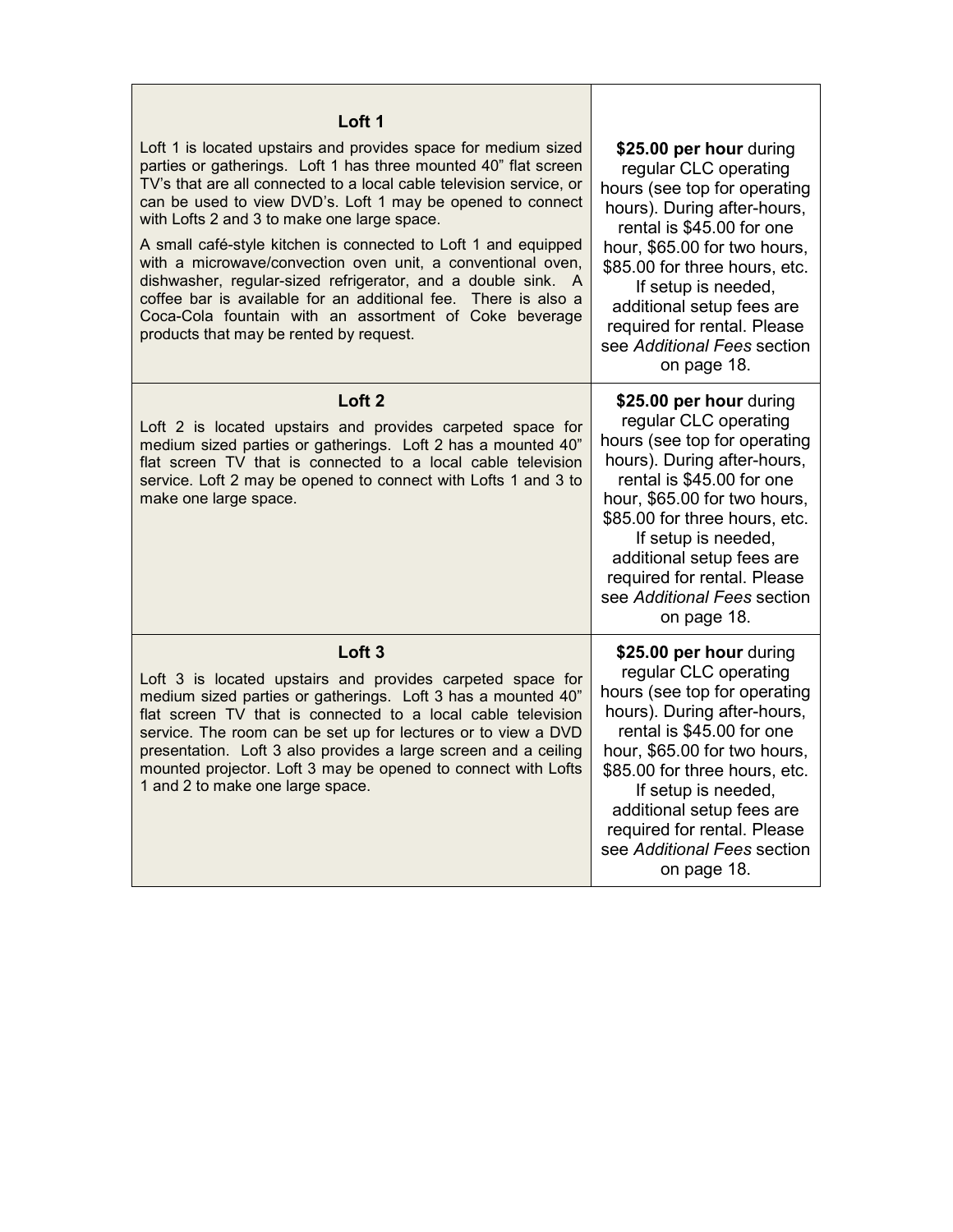| | |
|---|---|
| **Loft 1**<br><br>Loft 1 is located upstairs and provides space for medium sized parties or gatherings. Loft 1 has three mounted 40" flat screen TV's that are all connected to a local cable television service, or can be used to view DVD's. Loft 1 may be opened to connect with Lofts 2 and 3 to make one large space.<br><br>A small café-style kitchen is connected to Loft 1 and equipped with a microwave/convection oven unit, a conventional oven, dishwasher, regular-sized refrigerator, and a double sink. A coffee bar is available for an additional fee. There is also a Coca-Cola fountain with an assortment of Coke beverage products that may be rented by request. | **$25.00 per hour** during regular CLC operating hours (see top for operating hours). During after-hours, rental is $45.00 for one hour, $65.00 for two hours, $85.00 for three hours, etc. If setup is needed, additional setup fees are required for rental. Please see *Additional Fees* section on page 18. |
| **Loft 2**<br><br>Loft 2 is located upstairs and provides carpeted space for medium sized parties or gatherings. Loft 2 has a mounted 40" flat screen TV that is connected to a local cable television service. Loft 2 may be opened to connect with Lofts 1 and 3 to make one large space. | **$25.00 per hour** during regular CLC operating hours (see top for operating hours). During after-hours, rental is $45.00 for one hour, $65.00 for two hours, $85.00 for three hours, etc. If setup is needed, additional setup fees are required for rental. Please see *Additional Fees* section on page 18. |
| **Loft 3**<br><br>Loft 3 is located upstairs and provides carpeted space for medium sized parties or gatherings. Loft 3 has a mounted 40" flat screen TV that is connected to a local cable television service. The room can be set up for lectures or to view a DVD presentation. Loft 3 also provides a large screen and a ceiling mounted projector. Loft 3 may be opened to connect with Lofts 1 and 2 to make one large space. | **$25.00 per hour** during regular CLC operating hours (see top for operating hours). During after-hours, rental is $45.00 for one hour, $65.00 for two hours, $85.00 for three hours, etc. If setup is needed, additional setup fees are required for rental. Please see *Additional Fees* section on page 18. |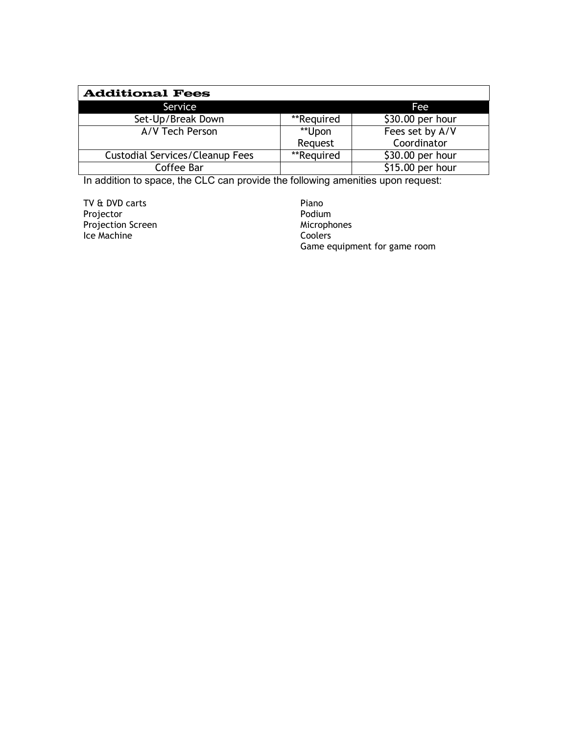## Additional Fees

| Service | | Fee |
|---|---|---|
| Set-Up/Break Down | **Required | $30.00 per hour |
| A/V Tech Person | **Upon Request | Fees set by A/V Coordinator |
| Custodial Services/Cleanup Fees | **Required | $30.00 per hour |
| Coffee Bar | | $15.00 per hour |

In addition to space, the CLC can provide the following amenities upon request:

- TV & DVD carts
- Projector
- Projection Screen
- Ice Machine
- Piano
- Podium
- Microphones
- Coolers
- Game equipment for game room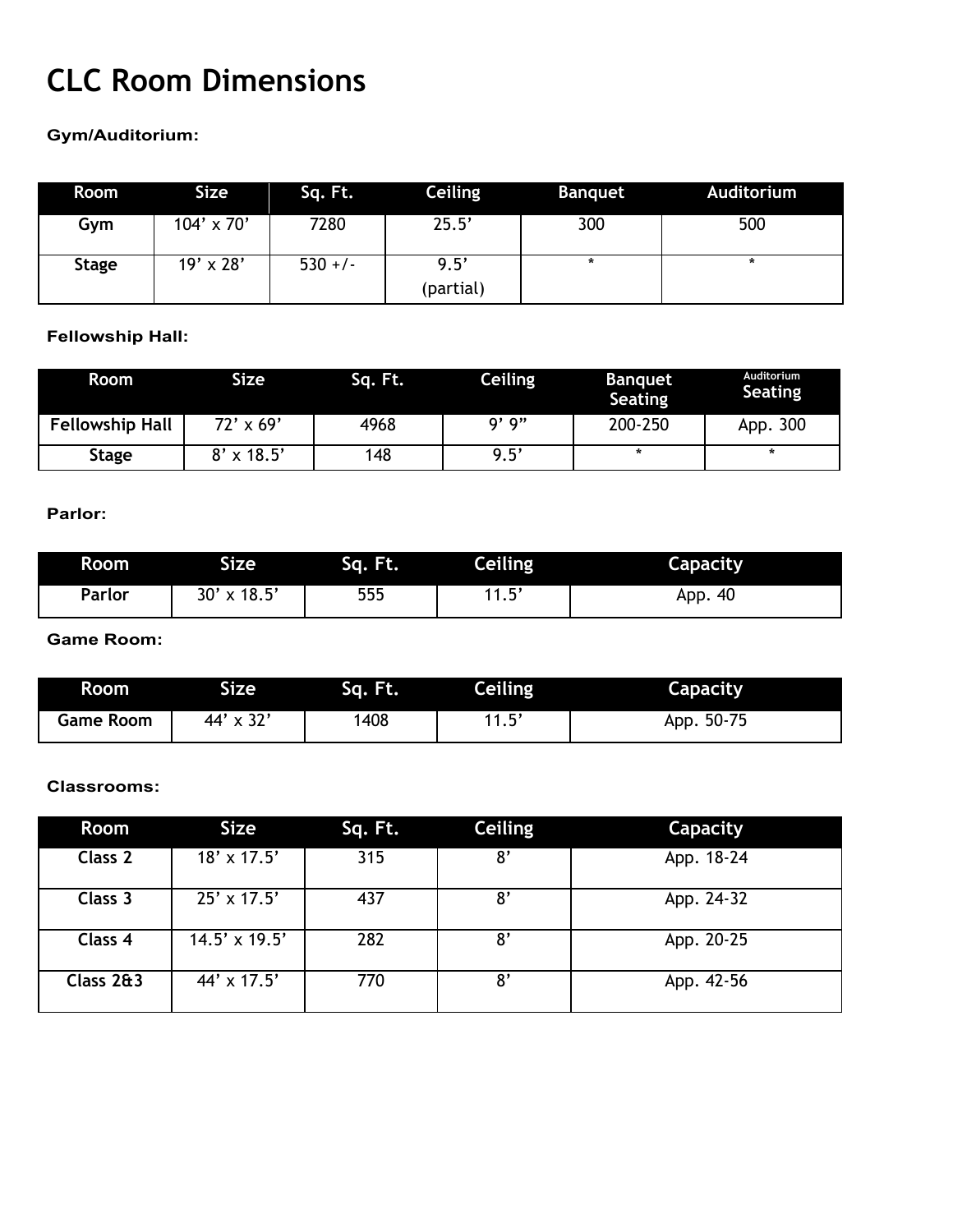# CLC Room Dimensions

**Gym/Auditorium:**

| Room | Size | Sq. Ft. | Ceiling | Banquet | Auditorium |
|---|---|---|---|---|---|
| **Gym** | 104' x 70' | 7280 | 25.5' | 300 | 500 |
| **Stage** | 19' x 28' | 530 +/- | 9.5' (partial) | * | * |

**Fellowship Hall:**

| Room | Size | Sq. Ft. | Ceiling | Banquet Seating | Auditorium Seating |
|---|---|---|---|---|---|
| **Fellowship Hall** | 72' x 69' | 4968 | 9' 9" | 200-250 | App. 300 |
| **Stage** | 8' x 18.5' | 148 | 9.5' | * | * |

**Parlor:**

| Room | Size | Sq. Ft. | Ceiling | Capacity |
|---|---|---|---|---|
| **Parlor** | 30' x 18.5' | 555 | 11.5' | App. 40 |

**Game Room:**

| Room | Size | Sq. Ft. | Ceiling | Capacity |
|---|---|---|---|---|
| **Game Room** | 44' x 32' | 1408 | 11.5' | App. 50-75 |

**Classrooms:**

| Room | Size | Sq. Ft. | Ceiling | Capacity |
|---|---|---|---|---|
| **Class 2** | 18' x 17.5' | 315 | 8' | App. 18-24 |
| **Class 3** | 25' x 17.5' | 437 | 8' | App. 24-32 |
| **Class 4** | 14.5' x 19.5' | 282 | 8' | App. 20-25 |
| **Class 2&3** | 44' x 17.5' | 770 | 8' | App. 42-56 |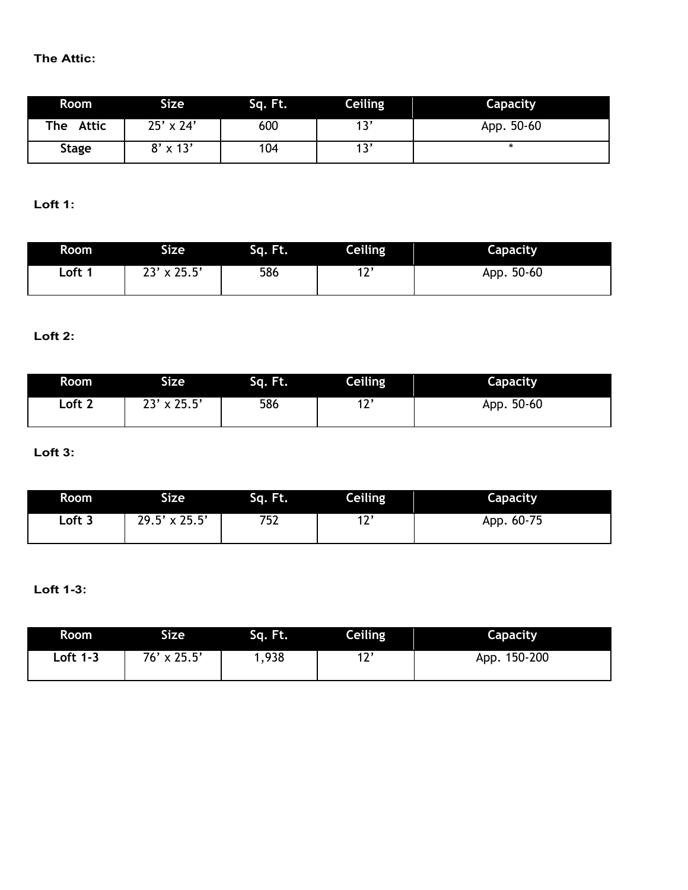**The Attic:**

| Room | Size | Sq. Ft. | Ceiling | Capacity |
|---|---|---|---|---|
| **The Attic** | 25' x 24' | 600 | 13' | App. 50-60 |
| **Stage** | 8' x 13' | 104 | 13' | * |

**Loft 1:**

| Room | Size | Sq. Ft. | Ceiling | Capacity |
|---|---|---|---|---|
| **Loft 1** | 23' x 25.5' | 586 | 12' | App. 50-60 |

**Loft 2:**

| Room | Size | Sq. Ft. | Ceiling | Capacity |
|---|---|---|---|---|
| **Loft 2** | 23' x 25.5' | 586 | 12' | App. 50-60 |

**Loft 3:**

| Room | Size | Sq. Ft. | Ceiling | Capacity |
|---|---|---|---|---|
| **Loft 3** | 29.5' x 25.5' | 752 | 12' | App. 60-75 |

**Loft 1-3:**

| Room | Size | Sq. Ft. | Ceiling | Capacity |
|---|---|---|---|---|
| **Loft 1-3** | 76' x 25.5' | 1,938 | 12' | App. 150-200 |